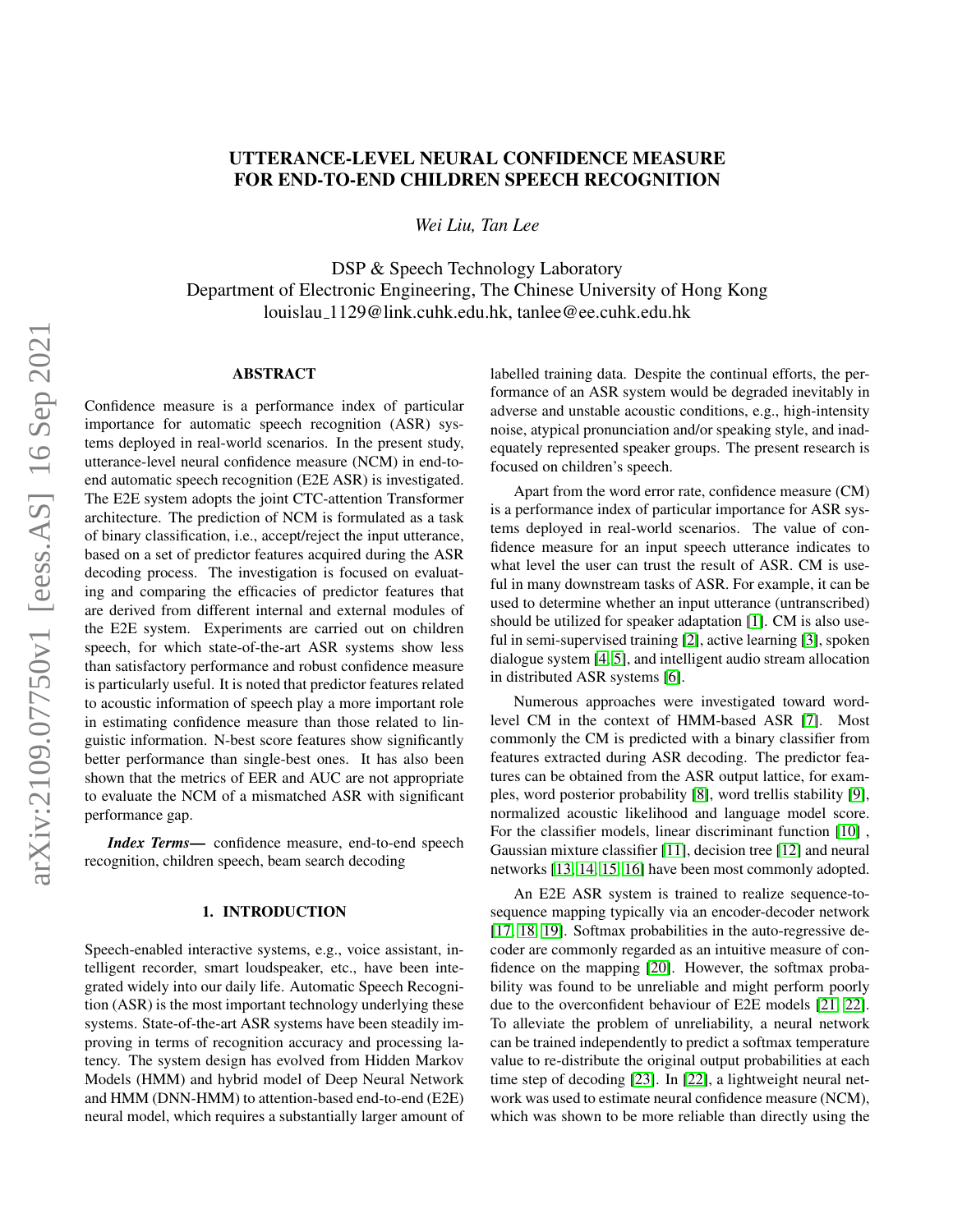# UTTERANCE-LEVEL NEURAL CONFIDENCE MEASURE FOR END-TO-END CHILDREN SPEECH RECOGNITION

*Wei Liu, Tan Lee*

DSP & Speech Technology Laboratory
Department of Electronic Engineering, The Chinese University of Hong Kong
louislau_1129@link.cuhk.edu.hk, tanlee@ee.cuhk.edu.hk

## ABSTRACT

Confidence measure is a performance index of particular importance for automatic speech recognition (ASR) systems deployed in real-world scenarios. In the present study, utterance-level neural confidence measure (NCM) in end-to-end automatic speech recognition (E2E ASR) is investigated. The E2E system adopts the joint CTC-attention Transformer architecture. The prediction of NCM is formulated as a task of binary classification, i.e., accept/reject the input utterance, based on a set of predictor features acquired during the ASR decoding process. The investigation is focused on evaluating and comparing the efficacies of predictor features that are derived from different internal and external modules of the E2E system. Experiments are carried out on children speech, for which state-of-the-art ASR systems show less than satisfactory performance and robust confidence measure is particularly useful. It is noted that predictor features related to acoustic information of speech play a more important role in estimating confidence measure than those related to linguistic information. N-best score features show significantly better performance than single-best ones. It has also been shown that the metrics of EER and AUC are not appropriate to evaluate the NCM of a mismatched ASR with significant performance gap.

***Index Terms*—** confidence measure, end-to-end speech recognition, children speech, beam search decoding

## 1. INTRODUCTION

Speech-enabled interactive systems, e.g., voice assistant, intelligent recorder, smart loudspeaker, etc., have been integrated widely into our daily life. Automatic Speech Recognition (ASR) is the most important technology underlying these systems. State-of-the-art ASR systems have been steadily improving in terms of recognition accuracy and processing latency. The system design has evolved from Hidden Markov Models (HMM) and hybrid model of Deep Neural Network and HMM (DNN-HMM) to attention-based end-to-end (E2E) neural model, which requires a substantially larger amount of labelled training data. Despite the continual efforts, the performance of an ASR system would be degraded inevitably in adverse and unstable acoustic conditions, e.g., high-intensity noise, atypical pronunciation and/or speaking style, and inadequately represented speaker groups. The present research is focused on children's speech.

Apart from the word error rate, confidence measure (CM) is a performance index of particular importance for ASR systems deployed in real-world scenarios. The value of confidence measure for an input speech utterance indicates to what level the user can trust the result of ASR. CM is useful in many downstream tasks of ASR. For example, it can be used to determine whether an input utterance (untranscribed) should be utilized for speaker adaptation [1]. CM is also useful in semi-supervised training [2], active learning [3], spoken dialogue system [4, 5], and intelligent audio stream allocation in distributed ASR systems [6].

Numerous approaches were investigated toward word-level CM in the context of HMM-based ASR [7]. Most commonly the CM is predicted with a binary classifier from features extracted during ASR decoding. The predictor features can be obtained from the ASR output lattice, for examples, word posterior probability [8], word trellis stability [9], normalized acoustic likelihood and language model score. For the classifier models, linear discriminant function [10] , Gaussian mixture classifier [11], decision tree [12] and neural networks [13, 14, 15, 16] have been most commonly adopted.

An E2E ASR system is trained to realize sequence-to-sequence mapping typically via an encoder-decoder network [17, 18, 19]. Softmax probabilities in the auto-regressive decoder are commonly regarded as an intuitive measure of confidence on the mapping [20]. However, the softmax probability was found to be unreliable and might perform poorly due to the overconfident behaviour of E2E models [21, 22]. To alleviate the problem of unreliability, a neural network can be trained independently to predict a softmax temperature value to re-distribute the original output probabilities at each time step of decoding [23]. In [22], a lightweight neural network was used to estimate neural confidence measure (NCM), which was shown to be more reliable than directly using the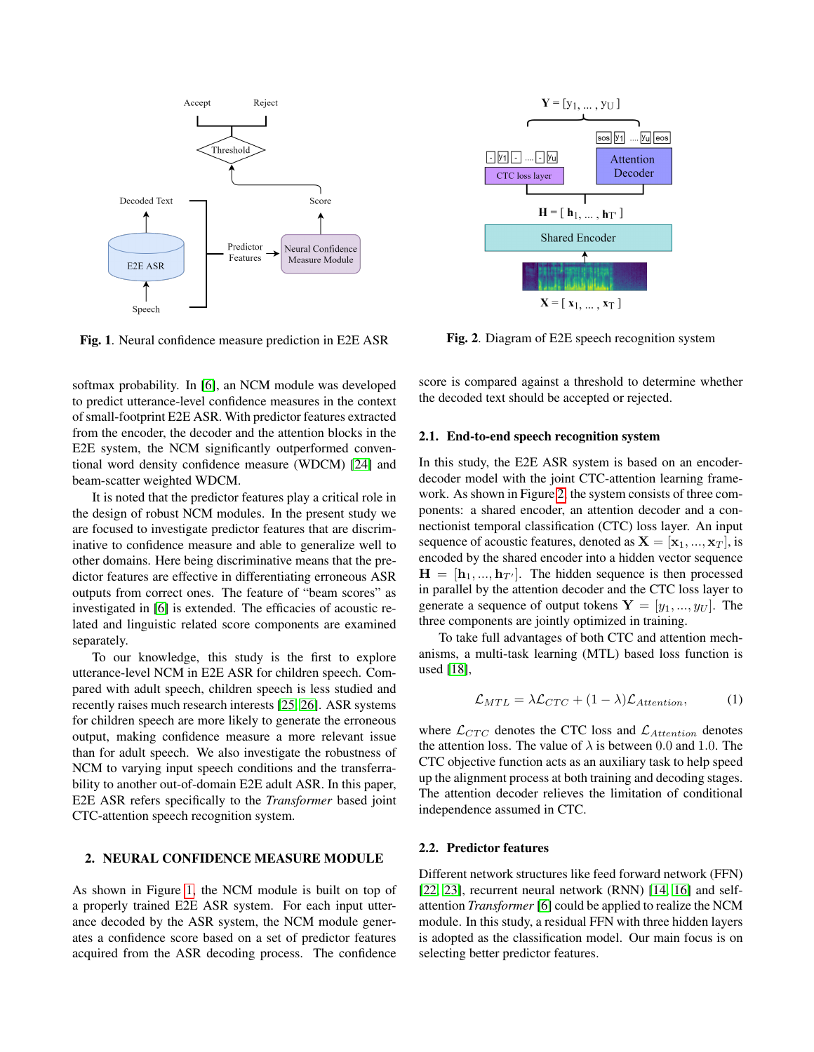Fig. 1. Neural confidence measure prediction in E2E ASR

Fig. 2. Diagram of E2E speech recognition system

softmax probability. In [6], an NCM module was developed to predict utterance-level confidence measures in the context of small-footprint E2E ASR. With predictor features extracted from the encoder, the decoder and the attention blocks in the E2E system, the NCM significantly outperformed conventional word density confidence measure (WDCM) [24] and beam-scatter weighted WDCM.

It is noted that the predictor features play a critical role in the design of robust NCM modules. In the present study we are focused to investigate predictor features that are discriminative to confidence measure and able to generalize well to other domains. Here being discriminative means that the predictor features are effective in differentiating erroneous ASR outputs from correct ones. The feature of "beam scores" as investigated in [6] is extended. The efficacies of acoustic related and linguistic related score components are examined separately.

To our knowledge, this study is the first to explore utterance-level NCM in E2E ASR for children speech. Compared with adult speech, children speech is less studied and recently raises much research interests [25, 26]. ASR systems for children speech are more likely to generate the erroneous output, making confidence measure a more relevant issue than for adult speech. We also investigate the robustness of NCM to varying input speech conditions and the transferability to another out-of-domain E2E adult ASR. In this paper, E2E ASR refers specifically to the *Transformer* based joint CTC-attention speech recognition system.

## 2. NEURAL CONFIDENCE MEASURE MODULE

As shown in Figure 1, the NCM module is built on top of a properly trained E2E ASR system. For each input utterance decoded by the ASR system, the NCM module generates a confidence score based on a set of predictor features acquired from the ASR decoding process. The confidence score is compared against a threshold to determine whether the decoded text should be accepted or rejected.

### 2.1. End-to-end speech recognition system

In this study, the E2E ASR system is based on an encoder-decoder model with the joint CTC-attention learning framework. As shown in Figure 2, the system consists of three components: a shared encoder, an attention decoder and a connectionist temporal classification (CTC) loss layer. An input sequence of acoustic features, denoted as $\mathbf{X} = [\mathbf{x}_1, ..., \mathbf{x}_T]$, is encoded by the shared encoder into a hidden vector sequence $\mathbf{H} = [\mathbf{h}_1, ..., \mathbf{h}_{T'}]$. The hidden sequence is then processed in parallel by the attention decoder and the CTC loss layer to generate a sequence of output tokens $\mathbf{Y} = [y_1, ..., y_U]$. The three components are jointly optimized in training.

To take full advantages of both CTC and attention mechanisms, a multi-task learning (MTL) based loss function is used [18],

$$\mathcal{L}_{MTL} = \lambda \mathcal{L}_{CTC} + (1 - \lambda)\mathcal{L}_{Attention}, \quad (1)$$

where $\mathcal{L}_{CTC}$ denotes the CTC loss and $\mathcal{L}_{Attention}$ denotes the attention loss. The value of $\lambda$ is between 0.0 and 1.0. The CTC objective function acts as an auxiliary task to help speed up the alignment process at both training and decoding stages. The attention decoder relieves the limitation of conditional independence assumed in CTC.

### 2.2. Predictor features

Different network structures like feed forward network (FFN) [22, 23], recurrent neural network (RNN) [14, 16] and self-attention *Transformer* [6] could be applied to realize the NCM module. In this study, a residual FFN with three hidden layers is adopted as the classification model. Our main focus is on selecting better predictor features.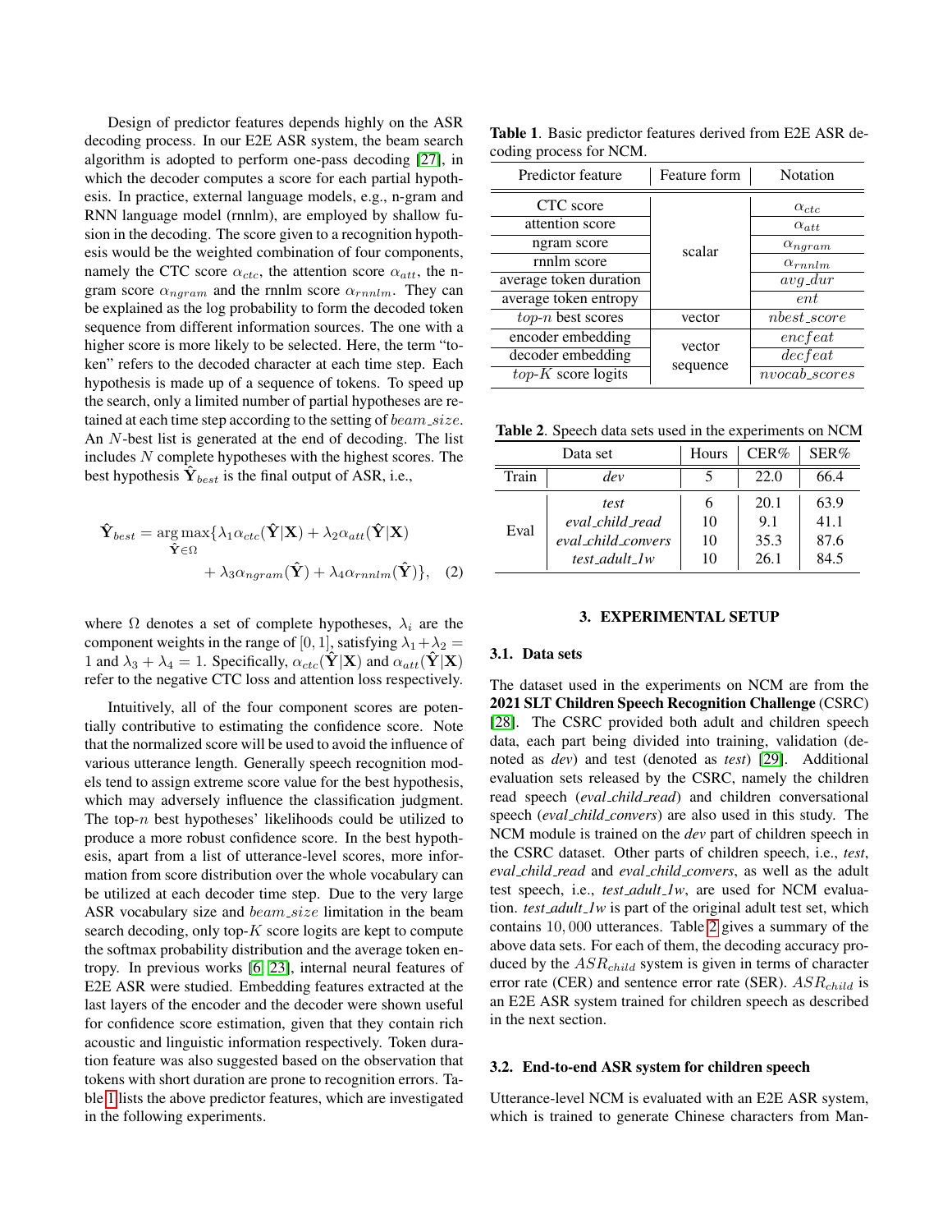Design of predictor features depends highly on the ASR decoding process. In our E2E ASR system, the beam search algorithm is adopted to perform one-pass decoding [27], in which the decoder computes a score for each partial hypothesis. In practice, external language models, e.g., n-gram and RNN language model (rnnlm), are employed by shallow fusion in the decoding. The score given to a recognition hypothesis would be the weighted combination of four components, namely the CTC score $\alpha_{ctc}$, the attention score $\alpha_{att}$, the n-gram score $\alpha_{ngram}$ and the rnnlm score $\alpha_{rnnlm}$. They can be explained as the log probability to form the decoded token sequence from different information sources. The one with a higher score is more likely to be selected. Here, the term "token" refers to the decoded character at each time step. Each hypothesis is made up of a sequence of tokens. To speed up the search, only a limited number of partial hypotheses are retained at each time step according to the setting of $beam\_size$. An $N$-best list is generated at the end of decoding. The list includes $N$ complete hypotheses with the highest scores. The best hypothesis $\hat{\mathbf{Y}}_{best}$ is the final output of ASR, i.e.,

$$\hat{\mathbf{Y}}_{best} = \arg\max_{\hat{\mathbf{Y}} \in \Omega} \{\lambda_1 \alpha_{ctc}(\hat{\mathbf{Y}}|\mathbf{X}) + \lambda_2 \alpha_{att}(\hat{\mathbf{Y}}|\mathbf{X}) + \lambda_3 \alpha_{ngram}(\hat{\mathbf{Y}}) + \lambda_4 \alpha_{rnnlm}(\hat{\mathbf{Y}})\}, \quad (2)$$

where $\Omega$ denotes a set of complete hypotheses, $\lambda_i$ are the component weights in the range of $[0, 1]$, satisfying $\lambda_1 + \lambda_2 = 1$ and $\lambda_3 + \lambda_4 = 1$. Specifically, $\alpha_{ctc}(\hat{\mathbf{Y}}|\mathbf{X})$ and $\alpha_{att}(\hat{\mathbf{Y}}|\mathbf{X})$ refer to the negative CTC loss and attention loss respectively.

Intuitively, all of the four component scores are potentially contributive to estimating the confidence score. Note that the normalized score will be used to avoid the influence of various utterance length. Generally speech recognition models tend to assign extreme score value for the best hypothesis, which may adversely influence the classification judgment. The top-$n$ best hypotheses' likelihoods could be utilized to produce a more robust confidence score. In the best hypothesis, apart from a list of utterance-level scores, more information from score distribution over the whole vocabulary can be utilized at each decoder time step. Due to the very large ASR vocabulary size and $beam\_size$ limitation in the beam search decoding, only top-$K$ score logits are kept to compute the softmax probability distribution and the average token entropy. In previous works [6, 23], internal neural features of E2E ASR were studied. Embedding features extracted at the last layers of the encoder and the decoder were shown useful for confidence score estimation, given that they contain rich acoustic and linguistic information respectively. Token duration feature was also suggested based on the observation that tokens with short duration are prone to recognition errors. Table 1 lists the above predictor features, which are investigated in the following experiments.

**Table 1**. Basic predictor features derived from E2E ASR decoding process for NCM.

| Predictor feature | Feature form | Notation |
|---|---|---|
| CTC score | scalar | $\alpha_{ctc}$ |
| attention score | | $\alpha_{att}$ |
| ngram score | | $\alpha_{ngram}$ |
| rnnlm score | | $\alpha_{rnnlm}$ |
| average token duration | | $avg\_dur$ |
| average token entropy | | $ent$ |
| *top-n* best scores | vector | $nbest\_score$ |
| encoder embedding | vector sequence | $encfeat$ |
| decoder embedding | | $decfeat$ |
| *top-K* score logits | | $nvocab\_scores$ |

**Table 2**. Speech data sets used in the experiments on NCM

| Data set | | Hours | CER% | SER% |
|---|---|---|---|---|
| Train | *dev* | 5 | 22.0 | 66.4 |
| Eval | *test* | 6 | 20.1 | 63.9 |
| | *eval_child_read* | 10 | 9.1 | 41.1 |
| | *eval_child_convers* | 10 | 35.3 | 87.6 |
| | *test_adult_1w* | 10 | 26.1 | 84.5 |

## 3. EXPERIMENTAL SETUP

### 3.1. Data sets

The dataset used in the experiments on NCM are from the **2021 SLT Children Speech Recognition Challenge** (CSRC) [28]. The CSRC provided both adult and children speech data, each part being divided into training, validation (denoted as *dev*) and test (denoted as *test*) [29]. Additional evaluation sets released by the CSRC, namely the children read speech (*eval_child_read*) and children conversational speech (*eval_child_convers*) are also used in this study. The NCM module is trained on the *dev* part of children speech in the CSRC dataset. Other parts of children speech, i.e., *test*, *eval_child_read* and *eval_child_convers*, as well as the adult test speech, i.e., *test_adult_1w*, are used for NCM evaluation. *test_adult_1w* is part of the original adult test set, which contains $10,000$ utterances. Table 2 gives a summary of the above data sets. For each of them, the decoding accuracy produced by the $ASR_{child}$ system is given in terms of character error rate (CER) and sentence error rate (SER). $ASR_{child}$ is an E2E ASR system trained for children speech as described in the next section.

### 3.2. End-to-end ASR system for children speech

Utterance-level NCM is evaluated with an E2E ASR system, which is trained to generate Chinese characters from Man-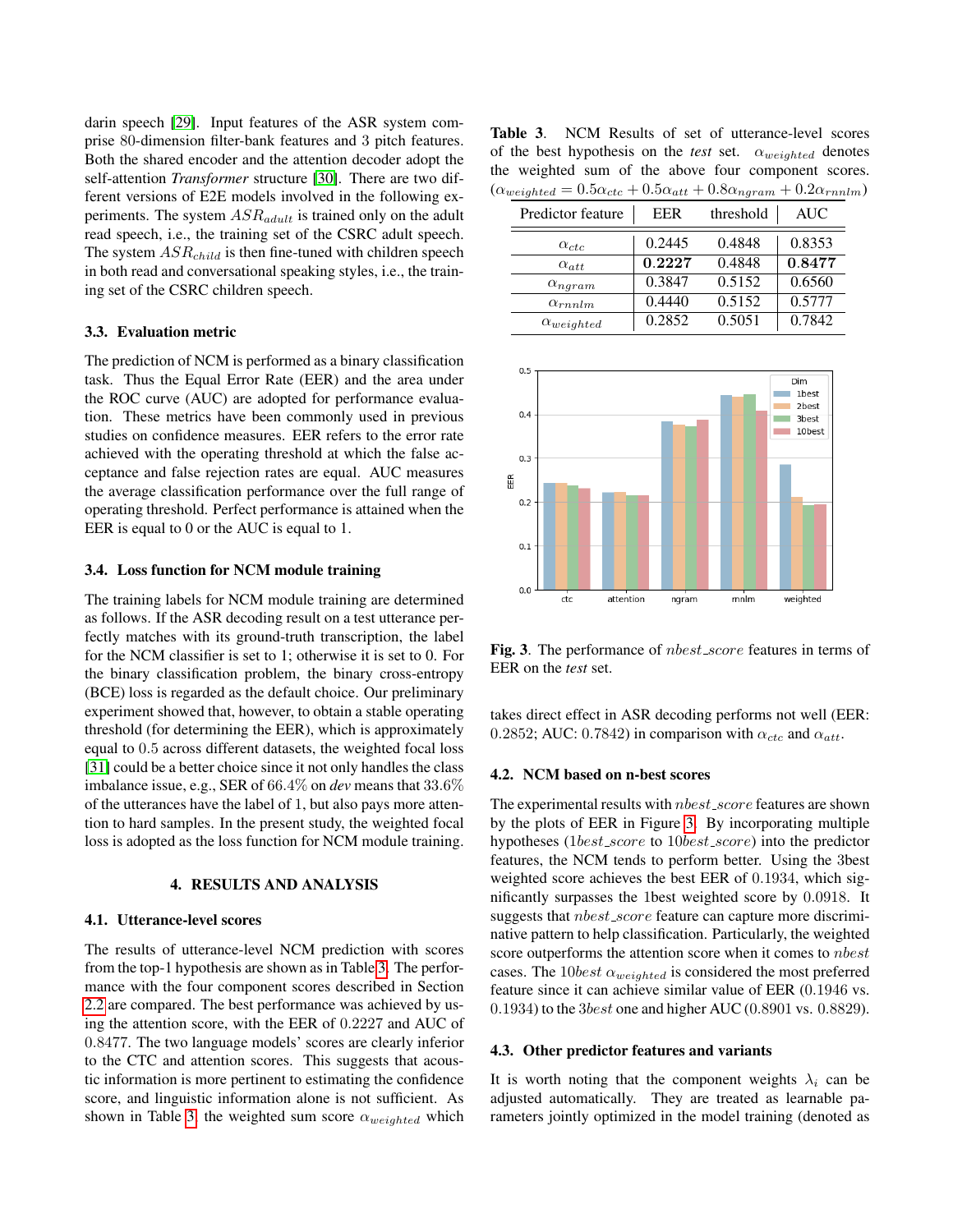darin speech [29]. Input features of the ASR system comprise 80-dimension filter-bank features and 3 pitch features. Both the shared encoder and the attention decoder adopt the self-attention *Transformer* structure [30]. There are two different versions of E2E models involved in the following experiments. The system $ASR_{adult}$ is trained only on the adult read speech, i.e., the training set of the CSRC adult speech. The system $ASR_{child}$ is then fine-tuned with children speech in both read and conversational speaking styles, i.e., the training set of the CSRC children speech.

### 3.3. Evaluation metric

The prediction of NCM is performed as a binary classification task. Thus the Equal Error Rate (EER) and the area under the ROC curve (AUC) are adopted for performance evaluation. These metrics have been commonly used in previous studies on confidence measures. EER refers to the error rate achieved with the operating threshold at which the false acceptance and false rejection rates are equal. AUC measures the average classification performance over the full range of operating threshold. Perfect performance is attained when the EER is equal to 0 or the AUC is equal to 1.

### 3.4. Loss function for NCM module training

The training labels for NCM module training are determined as follows. If the ASR decoding result on a test utterance perfectly matches with its ground-truth transcription, the label for the NCM classifier is set to 1; otherwise it is set to 0. For the binary classification problem, the binary cross-entropy (BCE) loss is regarded as the default choice. Our preliminary experiment showed that, however, to obtain a stable operating threshold (for determining the EER), which is approximately equal to 0.5 across different datasets, the weighted focal loss [31] could be a better choice since it not only handles the class imbalance issue, e.g., SER of 66.4% on *dev* means that 33.6% of the utterances have the label of 1, but also pays more attention to hard samples. In the present study, the weighted focal loss is adopted as the loss function for NCM module training.

## 4. RESULTS AND ANALYSIS

### 4.1. Utterance-level scores

The results of utterance-level NCM prediction with scores from the top-1 hypothesis are shown as in Table 3. The performance with the four component scores described in Section 2.2 are compared. The best performance was achieved by using the attention score, with the EER of 0.2227 and AUC of 0.8477. The two language models' scores are clearly inferior to the CTC and attention scores. This suggests that acoustic information is more pertinent to estimating the confidence score, and linguistic information alone is not sufficient. As shown in Table 3, the weighted sum score $\alpha_{weighted}$ which takes direct effect in ASR decoding performs not well (EER: 0.2852; AUC: 0.7842) in comparison with $\alpha_{ctc}$ and $\alpha_{att}$.

**Table 3**. NCM Results of set of utterance-level scores of the best hypothesis on the *test* set. $\alpha_{weighted}$ denotes the weighted sum of the above four component scores. ($\alpha_{weighted} = 0.5\alpha_{ctc} + 0.5\alpha_{att} + 0.8\alpha_{ngram} + 0.2\alpha_{rnnlm}$)

| Predictor feature | EER | threshold | AUC |
|---|---|---|---|
| $\alpha_{ctc}$ | 0.2445 | 0.4848 | 0.8353 |
| $\alpha_{att}$ | **0.2227** | 0.4848 | **0.8477** |
| $\alpha_{ngram}$ | 0.3847 | 0.5152 | 0.6560 |
| $\alpha_{rnnlm}$ | 0.4440 | 0.5152 | 0.5777 |
| $\alpha_{weighted}$ | 0.2852 | 0.5051 | 0.7842 |

**Fig. 3**. The performance of $nbest\_score$ features in terms of EER on the *test* set.

### 4.2. NCM based on n-best scores

The experimental results with $nbest\_score$ features are shown by the plots of EER in Figure 3. By incorporating multiple hypotheses ($1best\_score$ to $10best\_score$) into the predictor features, the NCM tends to perform better. Using the 3best weighted score achieves the best EER of 0.1934, which significantly surpasses the 1best weighted score by 0.0918. It suggests that $nbest\_score$ feature can capture more discriminative pattern to help classification. Particularly, the weighted score outperforms the attention score when it comes to $nbest$ cases. The $10best$ $\alpha_{weighted}$ is considered the most preferred feature since it can achieve similar value of EER (0.1946 vs. 0.1934) to the $3best$ one and higher AUC (0.8901 vs. 0.8829).

### 4.3. Other predictor features and variants

It is worth noting that the component weights $\lambda_i$ can be adjusted automatically. They are treated as learnable parameters jointly optimized in the model training (denoted as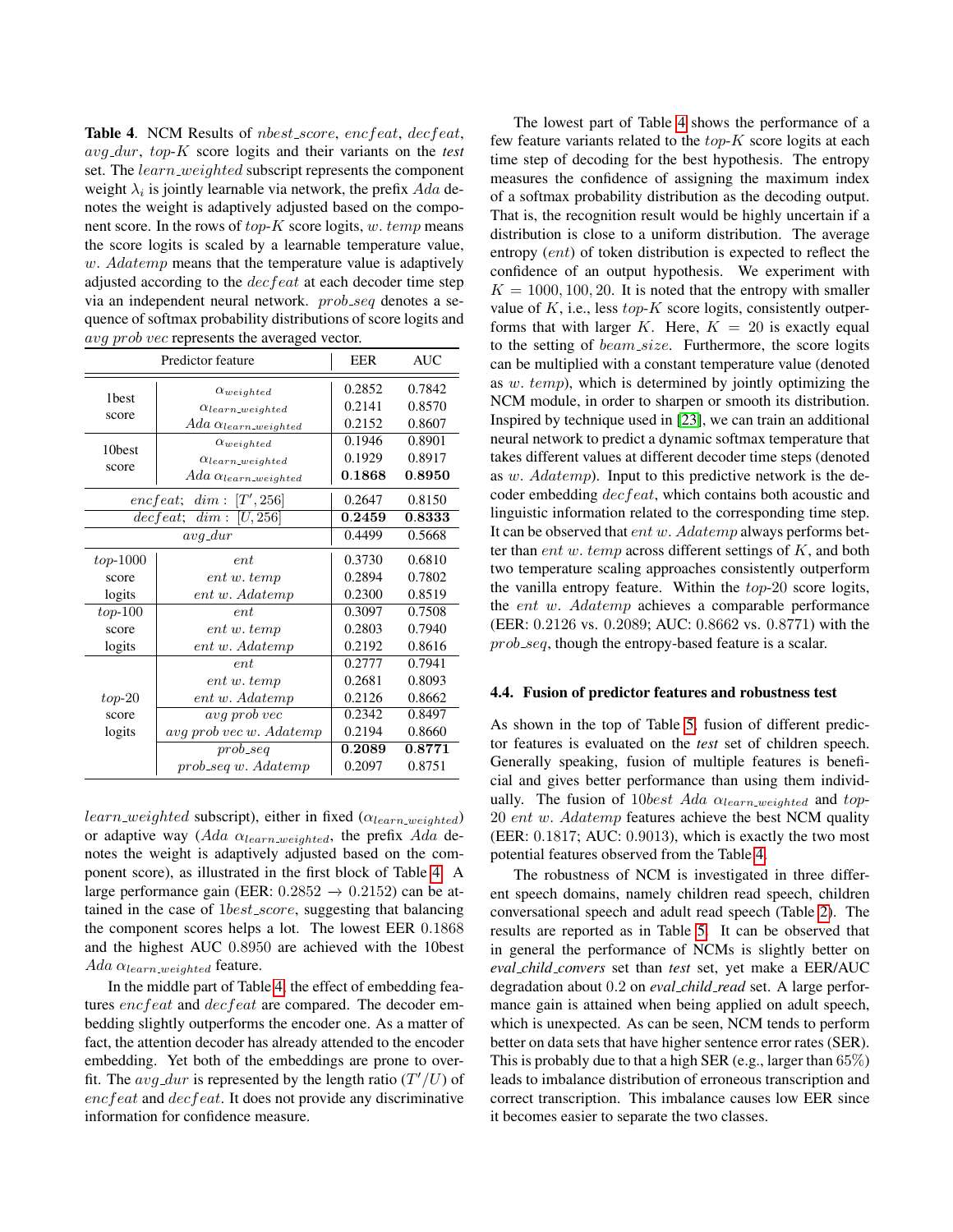**Table 4**. NCM Results of $nbest\_score$, $encfeat$, $decfeat$, $avg\_dur$, $top$-$K$ score logits and their variants on the *test* set. The $learn\_weighted$ subscript represents the component weight $\lambda_i$ is jointly learnable via network, the prefix $Ada$ denotes the weight is adaptively adjusted based on the component score. In the rows of $top$-$K$ score logits, $w.\ temp$ means the score logits is scaled by a learnable temperature value, $w.\ Adatemp$ means that the temperature value is adaptively adjusted according to the $decfeat$ at each decoder time step via an independent neural network. $prob\_seq$ denotes a sequence of softmax probability distributions of score logits and $avg\ prob\ vec$ represents the averaged vector.

| Predictor feature | | EER | AUC |
|---|---|---|---|
| 1best score | $\alpha_{weighted}$ | 0.2852 | 0.7842 |
| | $\alpha_{learn\_weighted}$ | 0.2141 | 0.8570 |
| | $Ada\ \alpha_{learn\_weighted}$ | 0.2152 | 0.8607 |
| 10best score | $\alpha_{weighted}$ | 0.1946 | 0.8901 |
| | $\alpha_{learn\_weighted}$ | 0.1929 | 0.8917 |
| | $Ada\ \alpha_{learn\_weighted}$ | **0.1868** | **0.8950** |
| $encfeat;\ \ dim:\ [T', 256]$ | | 0.2647 | 0.8150 |
| $decfeat;\ \ dim:\ [U, 256]$ | | **0.2459** | **0.8333** |
| $avg\_dur$ | | 0.4499 | 0.5668 |
| $top$-1000 score logits | $ent$ | 0.3730 | 0.6810 |
| | $ent\ w.\ temp$ | 0.2894 | 0.7802 |
| | $ent\ w.\ Adatemp$ | 0.2300 | 0.8519 |
| $top$-100 score logits | $ent$ | 0.3097 | 0.7508 |
| | $ent\ w.\ temp$ | 0.2803 | 0.7940 |
| | $ent\ w.\ Adatemp$ | 0.2192 | 0.8616 |
| $top$-20 score logits | $ent$ | 0.2777 | 0.7941 |
| | $ent\ w.\ temp$ | 0.2681 | 0.8093 |
| | $ent\ w.\ Adatemp$ | 0.2126 | 0.8662 |
| | $avg\ prob\ vec$ | 0.2342 | 0.8497 |
| | $avg\ prob\ vec\ w.\ Adatemp$ | 0.2194 | 0.8660 |
| | $prob\_seq$ | **0.2089** | **0.8771** |
| | $prob\_seq\ w.\ Adatemp$ | 0.2097 | 0.8751 |

$learn\_weighted$ subscript), either in fixed ($\alpha_{learn\_weighted}$) or adaptive way ($Ada\ \alpha_{learn\_weighted}$, the prefix $Ada$ denotes the weight is adaptively adjusted based on the component score), as illustrated in the first block of Table 4. A large performance gain (EER: $0.2852 \rightarrow 0.2152$) can be attained in the case of $1best\_score$, suggesting that balancing the component scores helps a lot. The lowest EER 0.1868 and the highest AUC 0.8950 are achieved with the 10best $Ada\ \alpha_{learn\_weighted}$ feature.

In the middle part of Table 4, the effect of embedding features $encfeat$ and $decfeat$ are compared. The decoder embedding slightly outperforms the encoder one. As a matter of fact, the attention decoder has already attended to the encoder embedding. Yet both of the embeddings are prone to overfit. The $avg\_dur$ is represented by the length ratio ($T'/U$) of $encfeat$ and $decfeat$. It does not provide any discriminative information for confidence measure.

The lowest part of Table 4 shows the performance of a few feature variants related to the $top$-$K$ score logits at each time step of decoding for the best hypothesis. The entropy measures the confidence of assigning the maximum index of a softmax probability distribution as the decoding output. That is, the recognition result would be highly uncertain if a distribution is close to a uniform distribution. The average entropy ($ent$) of token distribution is expected to reflect the confidence of an output hypothesis. We experiment with $K = 1000, 100, 20$. It is noted that the entropy with smaller value of $K$, i.e., less $top$-$K$ score logits, consistently outperforms that with larger $K$. Here, $K = 20$ is exactly equal to the setting of $beam\_size$. Furthermore, the score logits can be multiplied with a constant temperature value (denoted as $w.\ temp$), which is determined by jointly optimizing the NCM module, in order to sharpen or smooth its distribution. Inspired by technique used in [23], we can train an additional neural network to predict a dynamic softmax temperature that takes different values at different decoder time steps (denoted as $w.\ Adatemp$). Input to this predictive network is the decoder embedding $decfeat$, which contains both acoustic and linguistic information related to the corresponding time step. It can be observed that $ent\ w.\ Adatemp$ always performs better than $ent\ w.\ temp$ across different settings of $K$, and both two temperature scaling approaches consistently outperform the vanilla entropy feature. Within the $top$-20 score logits, the $ent\ w.\ Adatemp$ achieves a comparable performance (EER: 0.2126 vs. 0.2089; AUC: 0.8662 vs. 0.8771) with the $prob\_seq$, though the entropy-based feature is a scalar.

### 4.4. Fusion of predictor features and robustness test

As shown in the top of Table 5, fusion of different predictor features is evaluated on the *test* set of children speech. Generally speaking, fusion of multiple features is beneficial and gives better performance than using them individually. The fusion of $10best\ Ada\ \alpha_{learn\_weighted}$ and $top$-20 $ent\ w.\ Adatemp$ features achieve the best NCM quality (EER: 0.1817; AUC: 0.9013), which is exactly the two most potential features observed from the Table 4.

The robustness of NCM is investigated in three different speech domains, namely children read speech, children conversational speech and adult read speech (Table 2). The results are reported as in Table 5. It can be observed that in general the performance of NCMs is slightly better on *eval_child_convers* set than *test* set, yet make a EER/AUC degradation about 0.2 on *eval_child_read* set. A large performance gain is attained when being applied on adult speech, which is unexpected. As can be seen, NCM tends to perform better on data sets that have higher sentence error rates (SER). This is probably due to that a high SER (e.g., larger than 65%) leads to imbalance distribution of erroneous transcription and correct transcription. This imbalance causes low EER since it becomes easier to separate the two classes.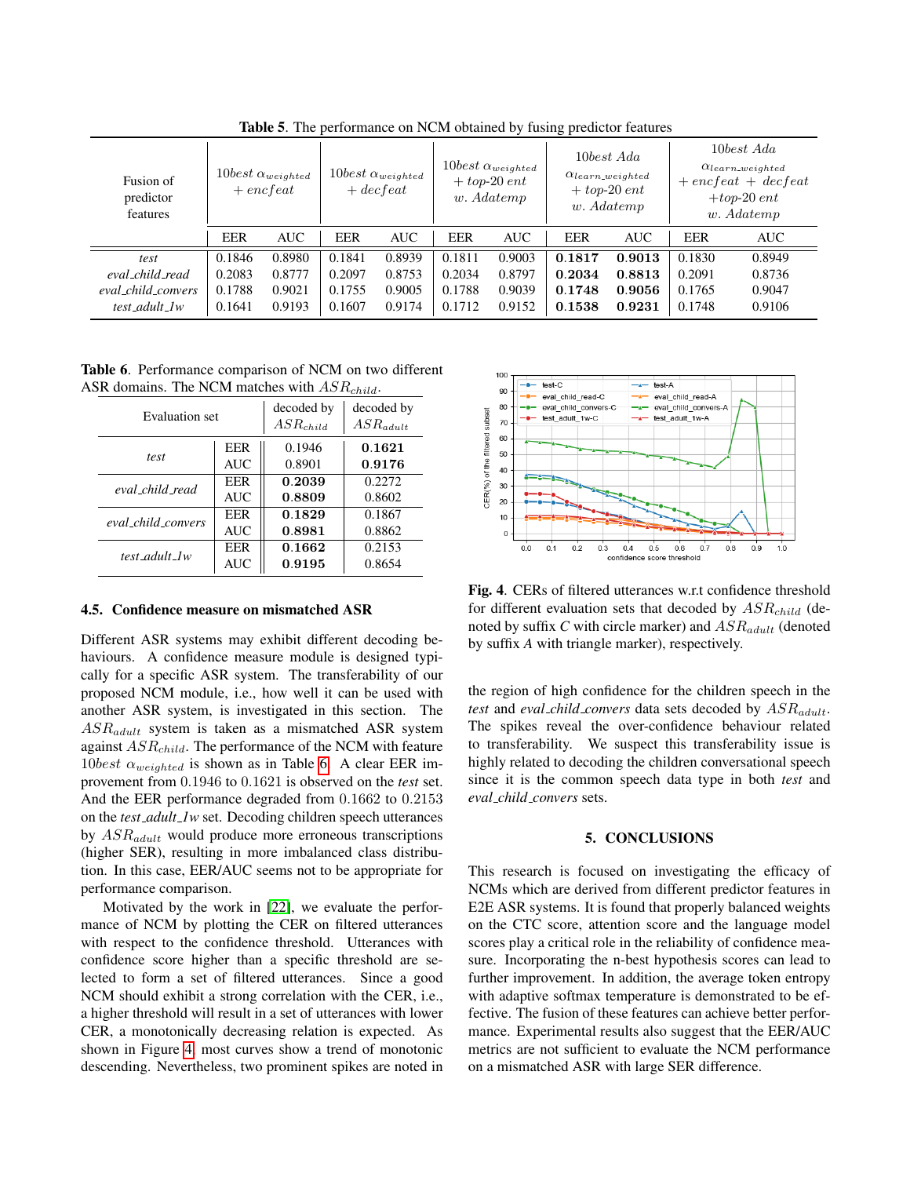**Table 5**. The performance on NCM obtained by fusing predictor features

| Fusion of predictor features | $10best\ \alpha_{weighted}$ $+ encfeat$ | | $10best\ \alpha_{weighted}$ $+ decfeat$ | | $10best\ \alpha_{weighted}$ $+ top\text{-}20\ ent$ $w.\ Adatemp$ | | $10best\ Ada$ $\alpha_{learn\_weighted}$ $+ top\text{-}20\ ent$ $w.\ Adatemp$ | | $10best\ Ada$ $\alpha_{learn\_weighted}$ $+ encfeat + decfeat$ $+ top\text{-}20\ ent$ $w.\ Adatemp$ | |
|---|---|---|---|---|---|---|---|---|---|---|
| | EER | AUC | EER | AUC | EER | AUC | EER | AUC | EER | AUC |
| *test* | 0.1846 | 0.8980 | 0.1841 | 0.8939 | 0.1811 | 0.9003 | **0.1817** | **0.9013** | 0.1830 | 0.8949 |
| *eval_child_read* | 0.2083 | 0.8777 | 0.2097 | 0.8753 | 0.2034 | 0.8797 | **0.2034** | **0.8813** | 0.2091 | 0.8736 |
| *eval_child_convers* | 0.1788 | 0.9021 | 0.1755 | 0.9005 | 0.1788 | 0.9039 | **0.1748** | **0.9056** | 0.1765 | 0.9047 |
| *test_adult_1w* | 0.1641 | 0.9193 | 0.1607 | 0.9174 | 0.1712 | 0.9152 | **0.1538** | **0.9231** | 0.1748 | 0.9106 |

**Table 6**. Performance comparison of NCM on two different ASR domains. The NCM matches with $ASR_{child}$.

| Evaluation set | | decoded by $ASR_{child}$ | decoded by $ASR_{adult}$ |
|---|---|---|---|
| *test* | EER | 0.1946 | **0.1621** |
| | AUC | 0.8901 | **0.9176** |
| *eval_child_read* | EER | **0.2039** | 0.2272 |
| | AUC | **0.8809** | 0.8602 |
| *eval_child_convers* | EER | **0.1829** | 0.1867 |
| | AUC | **0.8981** | 0.8862 |
| *test_adult_1w* | EER | **0.1662** | 0.2153 |
| | AUC | **0.9195** | 0.8654 |

### 4.5. Confidence measure on mismatched ASR

Different ASR systems may exhibit different decoding behaviours. A confidence measure module is designed typically for a specific ASR system. The transferability of our proposed NCM module, i.e., how well it can be used with another ASR system, is investigated in this section. The $ASR_{adult}$ system is taken as a mismatched ASR system against $ASR_{child}$. The performance of the NCM with feature $10best\ \alpha_{weighted}$ is shown as in Table 6. A clear EER improvement from $0.1946$ to $0.1621$ is observed on the *test* set. And the EER performance degraded from $0.1662$ to $0.2153$ on the *test_adult_1w* set. Decoding children speech utterances by $ASR_{adult}$ would produce more erroneous transcriptions (higher SER), resulting in more imbalanced class distribution. In this case, EER/AUC seems not to be appropriate for performance comparison.

Motivated by the work in [22], we evaluate the performance of NCM by plotting the CER on filtered utterances with respect to the confidence threshold. Utterances with confidence score higher than a specific threshold are selected to form a set of filtered utterances. Since a good NCM should exhibit a strong correlation with the CER, i.e., a higher threshold will result in a set of utterances with lower CER, a monotonically decreasing relation is expected. As shown in Figure 4, most curves show a trend of monotonic descending. Nevertheless, two prominent spikes are noted in the region of high confidence for the children speech in the *test* and *eval_child_convers* data sets decoded by $ASR_{adult}$. The spikes reveal the over-confidence behaviour related to transferability. We suspect this transferability issue is highly related to decoding the children conversational speech since it is the common speech data type in both *test* and *eval_child_convers* sets.

**Fig. 4**. CERs of filtered utterances w.r.t confidence threshold for different evaluation sets that decoded by $ASR_{child}$ (denoted by suffix *C* with circle marker) and $ASR_{adult}$ (denoted by suffix *A* with triangle marker), respectively.

## 5. CONCLUSIONS

This research is focused on investigating the efficacy of NCMs which are derived from different predictor features in E2E ASR systems. It is found that properly balanced weights on the CTC score, attention score and the language model scores play a critical role in the reliability of confidence measure. Incorporating the n-best hypothesis scores can lead to further improvement. In addition, the average token entropy with adaptive softmax temperature is demonstrated to be effective. The fusion of these features can achieve better performance. Experimental results also suggest that the EER/AUC metrics are not sufficient to evaluate the NCM performance on a mismatched ASR with large SER difference.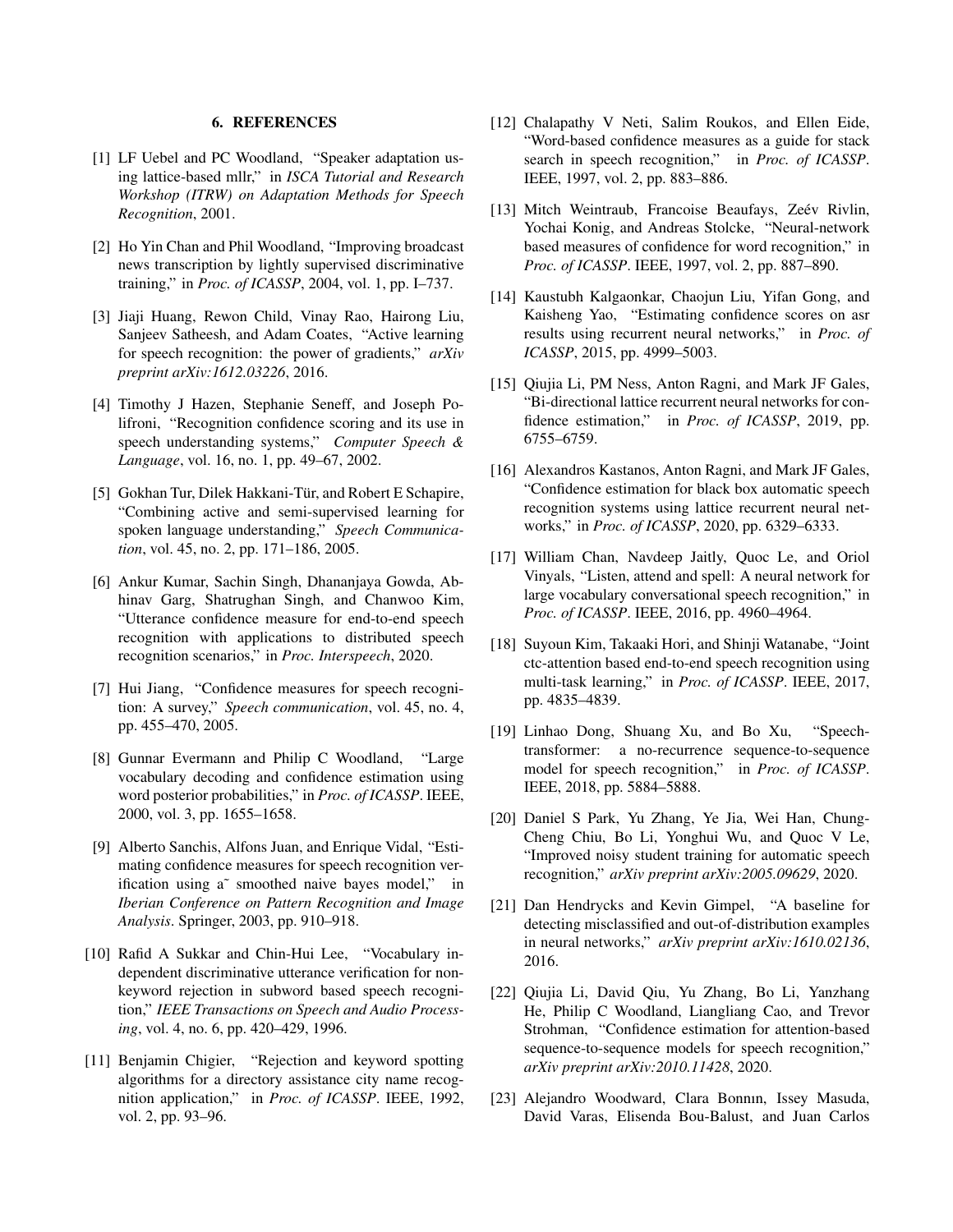## 6. REFERENCES

[1] LF Uebel and PC Woodland, "Speaker adaptation using lattice-based mllr," in *ISCA Tutorial and Research Workshop (ITRW) on Adaptation Methods for Speech Recognition*, 2001.

[2] Ho Yin Chan and Phil Woodland, "Improving broadcast news transcription by lightly supervised discriminative training," in *Proc. of ICASSP*, 2004, vol. 1, pp. I–737.

[3] Jiaji Huang, Rewon Child, Vinay Rao, Hairong Liu, Sanjeev Satheesh, and Adam Coates, "Active learning for speech recognition: the power of gradients," *arXiv preprint arXiv:1612.03226*, 2016.

[4] Timothy J Hazen, Stephanie Seneff, and Joseph Polifroni, "Recognition confidence scoring and its use in speech understanding systems," *Computer Speech & Language*, vol. 16, no. 1, pp. 49–67, 2002.

[5] Gokhan Tur, Dilek Hakkani-Tür, and Robert E Schapire, "Combining active and semi-supervised learning for spoken language understanding," *Speech Communication*, vol. 45, no. 2, pp. 171–186, 2005.

[6] Ankur Kumar, Sachin Singh, Dhananjaya Gowda, Abhinav Garg, Shatrughan Singh, and Chanwoo Kim, "Utterance confidence measure for end-to-end speech recognition with applications to distributed speech recognition scenarios," in *Proc. Interspeech*, 2020.

[7] Hui Jiang, "Confidence measures for speech recognition: A survey," *Speech communication*, vol. 45, no. 4, pp. 455–470, 2005.

[8] Gunnar Evermann and Philip C Woodland, "Large vocabulary decoding and confidence estimation using word posterior probabilities," in *Proc. of ICASSP*. IEEE, 2000, vol. 3, pp. 1655–1658.

[9] Alberto Sanchis, Alfons Juan, and Enrique Vidal, "Estimating confidence measures for speech recognition verification using a˜ smoothed naive bayes model," in *Iberian Conference on Pattern Recognition and Image Analysis*. Springer, 2003, pp. 910–918.

[10] Rafid A Sukkar and Chin-Hui Lee, "Vocabulary independent discriminative utterance verification for non-keyword rejection in subword based speech recognition," *IEEE Transactions on Speech and Audio Processing*, vol. 4, no. 6, pp. 420–429, 1996.

[11] Benjamin Chigier, "Rejection and keyword spotting algorithms for a directory assistance city name recognition application," in *Proc. of ICASSP*. IEEE, 1992, vol. 2, pp. 93–96.

[12] Chalapathy V Neti, Salim Roukos, and Ellen Eide, "Word-based confidence measures as a guide for stack search in speech recognition," in *Proc. of ICASSP*. IEEE, 1997, vol. 2, pp. 883–886.

[13] Mitch Weintraub, Francoise Beaufays, Zeév Rivlin, Yochai Konig, and Andreas Stolcke, "Neural-network based measures of confidence for word recognition," in *Proc. of ICASSP*. IEEE, 1997, vol. 2, pp. 887–890.

[14] Kaustubh Kalgaonkar, Chaojun Liu, Yifan Gong, and Kaisheng Yao, "Estimating confidence scores on asr results using recurrent neural networks," in *Proc. of ICASSP*, 2015, pp. 4999–5003.

[15] Qiujia Li, PM Ness, Anton Ragni, and Mark JF Gales, "Bi-directional lattice recurrent neural networks for confidence estimation," in *Proc. of ICASSP*, 2019, pp. 6755–6759.

[16] Alexandros Kastanos, Anton Ragni, and Mark JF Gales, "Confidence estimation for black box automatic speech recognition systems using lattice recurrent neural networks," in *Proc. of ICASSP*, 2020, pp. 6329–6333.

[17] William Chan, Navdeep Jaitly, Quoc Le, and Oriol Vinyals, "Listen, attend and spell: A neural network for large vocabulary conversational speech recognition," in *Proc. of ICASSP*. IEEE, 2016, pp. 4960–4964.

[18] Suyoun Kim, Takaaki Hori, and Shinji Watanabe, "Joint ctc-attention based end-to-end speech recognition using multi-task learning," in *Proc. of ICASSP*. IEEE, 2017, pp. 4835–4839.

[19] Linhao Dong, Shuang Xu, and Bo Xu, "Speech-transformer: a no-recurrence sequence-to-sequence model for speech recognition," in *Proc. of ICASSP*. IEEE, 2018, pp. 5884–5888.

[20] Daniel S Park, Yu Zhang, Ye Jia, Wei Han, Chung-Cheng Chiu, Bo Li, Yonghui Wu, and Quoc V Le, "Improved noisy student training for automatic speech recognition," *arXiv preprint arXiv:2005.09629*, 2020.

[21] Dan Hendrycks and Kevin Gimpel, "A baseline for detecting misclassified and out-of-distribution examples in neural networks," *arXiv preprint arXiv:1610.02136*, 2016.

[22] Qiujia Li, David Qiu, Yu Zhang, Bo Li, Yanzhang He, Philip C Woodland, Liangliang Cao, and Trevor Strohman, "Confidence estimation for attention-based sequence-to-sequence models for speech recognition," *arXiv preprint arXiv:2010.11428*, 2020.

[23] Alejandro Woodward, Clara Bonnın, Issey Masuda, David Varas, Elisenda Bou-Balust, and Juan Carlos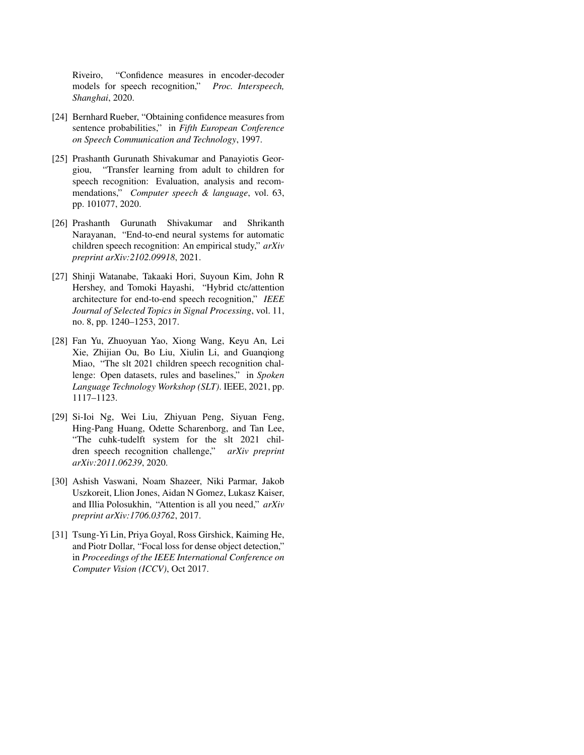Riveiro, "Confidence measures in encoder-decoder models for speech recognition," *Proc. Interspeech, Shanghai*, 2020.

[24] Bernhard Rueber, "Obtaining confidence measures from sentence probabilities," in *Fifth European Conference on Speech Communication and Technology*, 1997.

[25] Prashanth Gurunath Shivakumar and Panayiotis Georgiou, "Transfer learning from adult to children for speech recognition: Evaluation, analysis and recommendations," *Computer speech & language*, vol. 63, pp. 101077, 2020.

[26] Prashanth Gurunath Shivakumar and Shrikanth Narayanan, "End-to-end neural systems for automatic children speech recognition: An empirical study," *arXiv preprint arXiv:2102.09918*, 2021.

[27] Shinji Watanabe, Takaaki Hori, Suyoun Kim, John R Hershey, and Tomoki Hayashi, "Hybrid ctc/attention architecture for end-to-end speech recognition," *IEEE Journal of Selected Topics in Signal Processing*, vol. 11, no. 8, pp. 1240–1253, 2017.

[28] Fan Yu, Zhuoyuan Yao, Xiong Wang, Keyu An, Lei Xie, Zhijian Ou, Bo Liu, Xiulin Li, and Guanqiong Miao, "The slt 2021 children speech recognition challenge: Open datasets, rules and baselines," in *Spoken Language Technology Workshop (SLT)*. IEEE, 2021, pp. 1117–1123.

[29] Si-Ioi Ng, Wei Liu, Zhiyuan Peng, Siyuan Feng, Hing-Pang Huang, Odette Scharenborg, and Tan Lee, "The cuhk-tudelft system for the slt 2021 children speech recognition challenge," *arXiv preprint arXiv:2011.06239*, 2020.

[30] Ashish Vaswani, Noam Shazeer, Niki Parmar, Jakob Uszkoreit, Llion Jones, Aidan N Gomez, Lukasz Kaiser, and Illia Polosukhin, "Attention is all you need," *arXiv preprint arXiv:1706.03762*, 2017.

[31] Tsung-Yi Lin, Priya Goyal, Ross Girshick, Kaiming He, and Piotr Dollar, "Focal loss for dense object detection," in *Proceedings of the IEEE International Conference on Computer Vision (ICCV)*, Oct 2017.